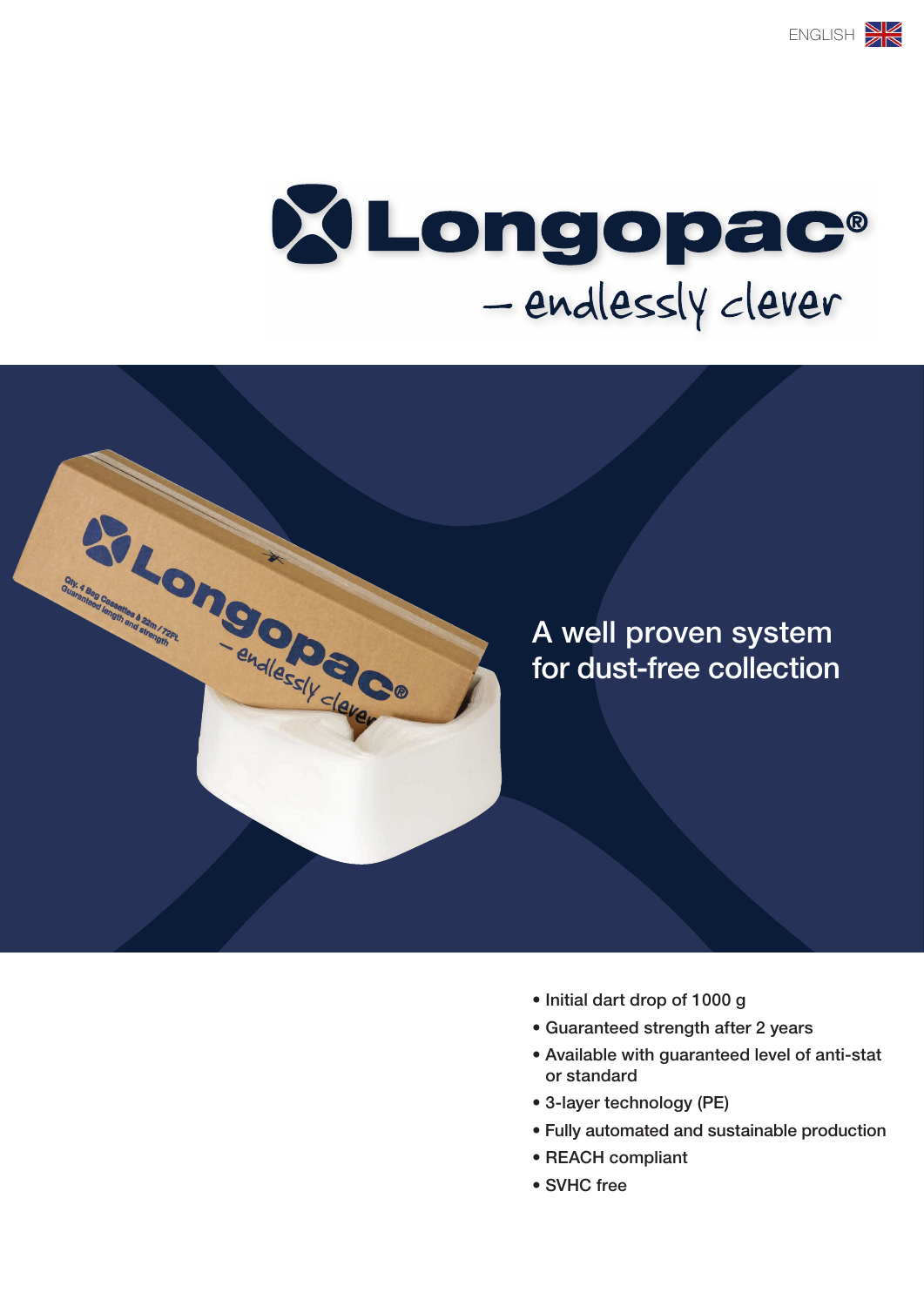ENGLISH

# Longopac®

– endlessly clever

## A well proven system for dust-free collection

- Initial dart drop of 1000 g
- Guaranteed strength after 2 years
- Available with guaranteed level of anti-stat or standard
- 3-layer technology (PE)
- Fully automated and sustainable production
- REACH compliant
- SVHC free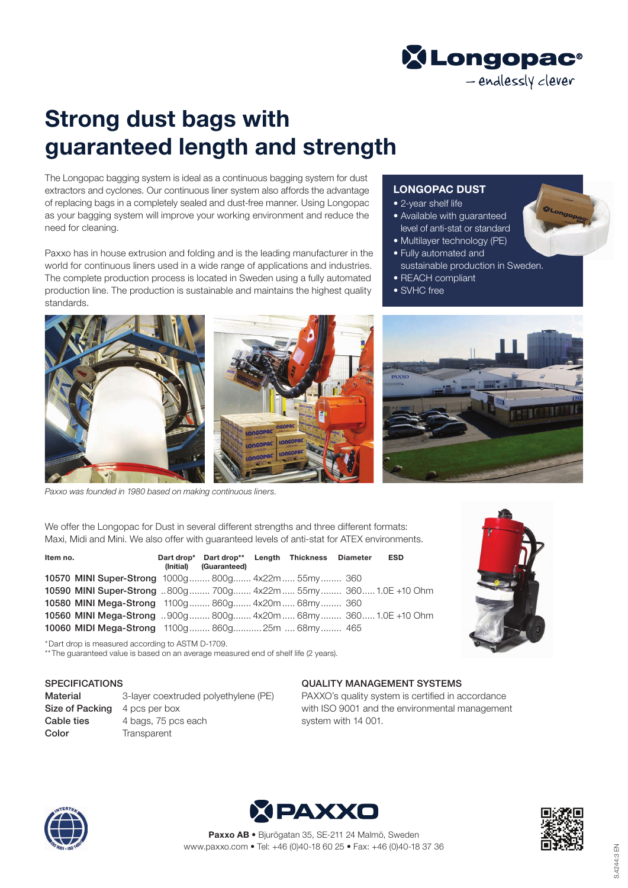Longopac®
– endlessly clever

# Strong dust bags with guaranteed length and strength

The Longopac bagging system is ideal as a continuous bagging system for dust extractors and cyclones. Our continuous liner system also affords the advantage of replacing bags in a completely sealed and dust-free manner. Using Longopac as your bagging system will improve your working environment and reduce the need for cleaning.

Paxxo has in house extrusion and folding and is the leading manufacturer in the world for continuous liners used in a wide range of applications and industries. The complete production process is located in Sweden using a fully automated production line. The production is sustainable and maintains the highest quality standards.

## LONGOPAC DUST

- 2-year shelf life
- Available with guaranteed level of anti-stat or standard
- Multilayer technology (PE)
- Fully automated and sustainable production in Sweden.
- REACH compliant
- SVHC free

*Paxxo was founded in 1980 based on making continuous liners.*

We offer the Longopac for Dust in several different strengths and three different formats: Maxi, Midi and Mini. We also offer with guaranteed levels of anti-stat for ATEX environments.

| Item no. | Dart drop* (Initial) | Dart drop** (Guaranteed) | Length | Thickness | Diameter | ESD |
|---|---|---|---|---|---|---|
| **10570 MINI Super-Strong** | 1000g | 800g | 4x22m | 55my | 360 | |
| **10590 MINI Super-Strong** | 800g | 700g | 4x22m | 55my | 360 | 1.0E +10 Ohm |
| **10580 MINI Mega-Strong** | 1100g | 860g | 4x20m | 68my | 360 | |
| **10560 MINI Mega-Strong** | 900g | 800g | 4x20m | 68my | 360 | 1.0E +10 Ohm |
| **10060 MIDI Mega-Strong** | 1100g | 860g | 25m | 68my | 465 | |

*Dart drop is measured according to ASTM D-1709.
**The guaranteed value is based on an average measured end of shelf life (2 years).

## SPECIFICATIONS

| | |
|---|---|
| **Material** | 3-layer coextruded polyethylene (PE) |
| **Size of Packing** | 4 pcs per box |
| **Cable ties** | 4 bags, 75 pcs each |
| **Color** | Transparent |

## QUALITY MANAGEMENT SYSTEMS

PAXXO's quality system is certified in accordance with ISO 9001 and the environmental management system with 14 001.

PAXXO

**Paxxo AB** • Bjurögatan 35, SE-211 24 Malmö, Sweden
www.paxxo.com • Tel: +46 (0)40-18 60 25 • Fax: +46 (0)40-18 37 36

S.4244:3 EN